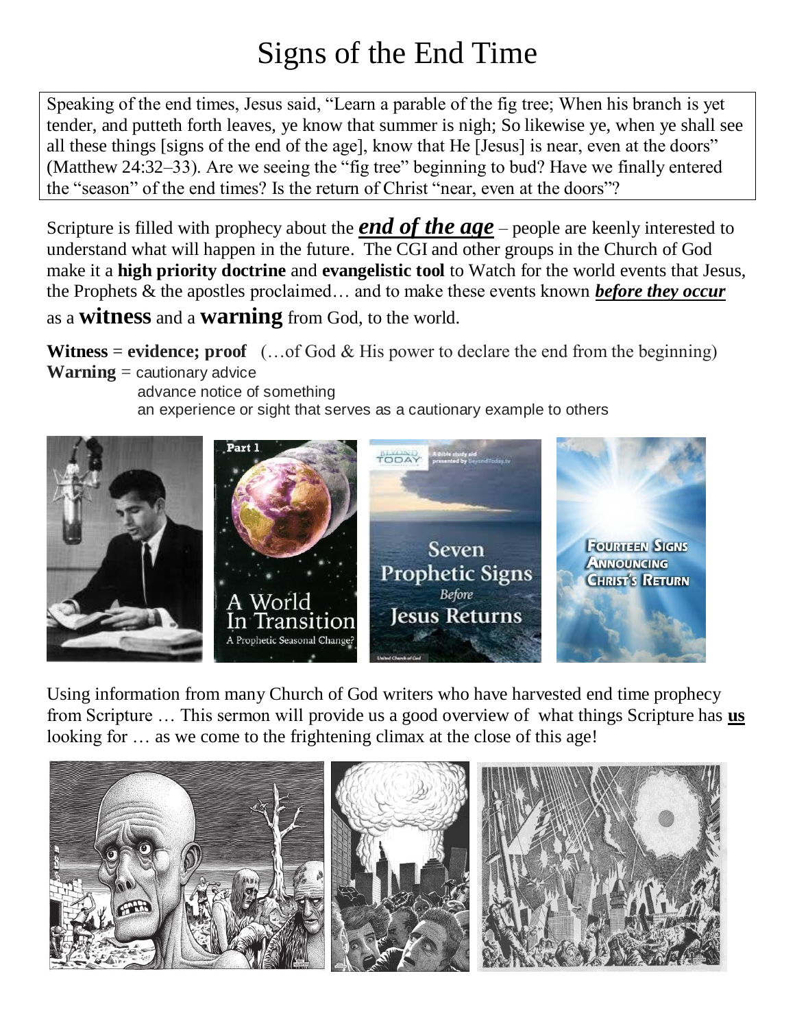# Signs of the End Time

Speaking of the end times, Jesus said, "Learn a parable of the fig tree; When his branch is yet tender, and putteth forth leaves, ye know that summer is nigh; So likewise ye, when ye shall see all these things [signs of the end of the age], know that He [Jesus] is near, even at the doors" (Matthew 24:32–33). Are we seeing the "fig tree" beginning to bud? Have we finally entered the "season" of the end times? Is the return of Christ "near, even at the doors"?

Scripture is filled with prophecy about the ***end of the age*** – people are keenly interested to understand what will happen in the future. The CGI and other groups in the Church of God make it a **high priority doctrine** and **evangelistic tool** to Watch for the world events that Jesus, the Prophets & the apostles proclaimed… and to make these events known ***before they occur*** as a **witness** and a **warning** from God, to the world.

**Witness** = **evidence; proof** (…of God & His power to declare the end from the beginning)
**Warning** = cautionary advice
advance notice of something
an experience or sight that serves as a cautionary example to others

Using information from many Church of God writers who have harvested end time prophecy from Scripture … This sermon will provide us a good overview of what things Scripture has **us** looking for … as we come to the frightening climax at the close of this age!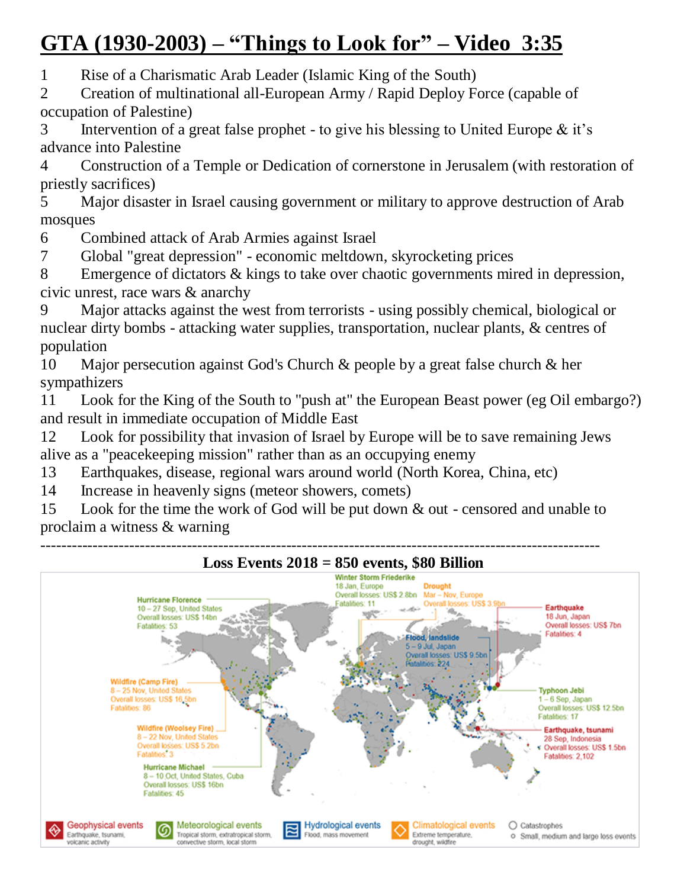# GTA (1930-2003) – "Things to Look for" – Video 3:35

1. Rise of a Charismatic Arab Leader (Islamic King of the South)
2. Creation of multinational all-European Army / Rapid Deploy Force (capable of occupation of Palestine)
3. Intervention of a great false prophet - to give his blessing to United Europe & it's advance into Palestine
4. Construction of a Temple or Dedication of cornerstone in Jerusalem (with restoration of priestly sacrifices)
5. Major disaster in Israel causing government or military to approve destruction of Arab mosques
6. Combined attack of Arab Armies against Israel
7. Global "great depression" - economic meltdown, skyrocketing prices
8. Emergence of dictators & kings to take over chaotic governments mired in depression, civic unrest, race wars & anarchy
9. Major attacks against the west from terrorists - using possibly chemical, biological or nuclear dirty bombs - attacking water supplies, transportation, nuclear plants, & centres of population
10. Major persecution against God's Church & people by a great false church & her sympathizers
11. Look for the King of the South to "push at" the European Beast power (eg Oil embargo?) and result in immediate occupation of Middle East
12. Look for possibility that invasion of Israel by Europe will be to save remaining Jews alive as a "peacekeeping mission" rather than as an occupying enemy
13. Earthquakes, disease, regional wars around world (North Korea, China, etc)
14. Increase in heavenly signs (meteor showers, comets)
15. Look for the time the work of God will be put down & out - censored and unable to proclaim a witness & warning

---

**Loss Events 2018 = 850 events, $80 Billion**

Winter Storm Friederike
18 Jan, Europe
Overall losses: US$ 2.8bn
Fatalities: 11

Drought
Mar – Nov, Europe
Overall losses: US$ 3.9bn

Hurricane Florence
10 – 27 Sep, United States
Overall losses: US$ 14bn
Fatalities: 53

Earthquake
18 Jun, Japan
Overall losses: US$ 7bn
Fatalities: 4

Flood, landslide
5 – 9 Jul, Japan
Overall losses: US$ 9.5bn
Fatalities: 224

Wildfire (Camp Fire)
8 – 25 Nov, United States
Overall losses: US$ 16.5bn
Fatalities: 86

Typhoon Jebi
1 – 6 Sep, Japan
Overall losses: US$ 12.5bn
Fatalities: 17

Wildfire (Woolsey Fire)
8 – 22 Nov, United States
Overall losses: US$ 5.2bn
Fatalities: 3

Earthquake, tsunami
28 Sep, Indonesia
Overall losses: US$ 1.5bn
Fatalities: 2,102

Hurricane Michael
8 – 10 Oct, United States, Cuba
Overall losses: US$ 16bn
Fatalities: 45

Geophysical events – Earthquake, tsunami, volcanic activity
Meteorological events – Tropical storm, extratropical storm, convective storm, local storm
Hydrological events – Flood, mass movement
Climatological events – Extreme temperature, drought, wildfire
Catastrophes
Small, medium and large loss events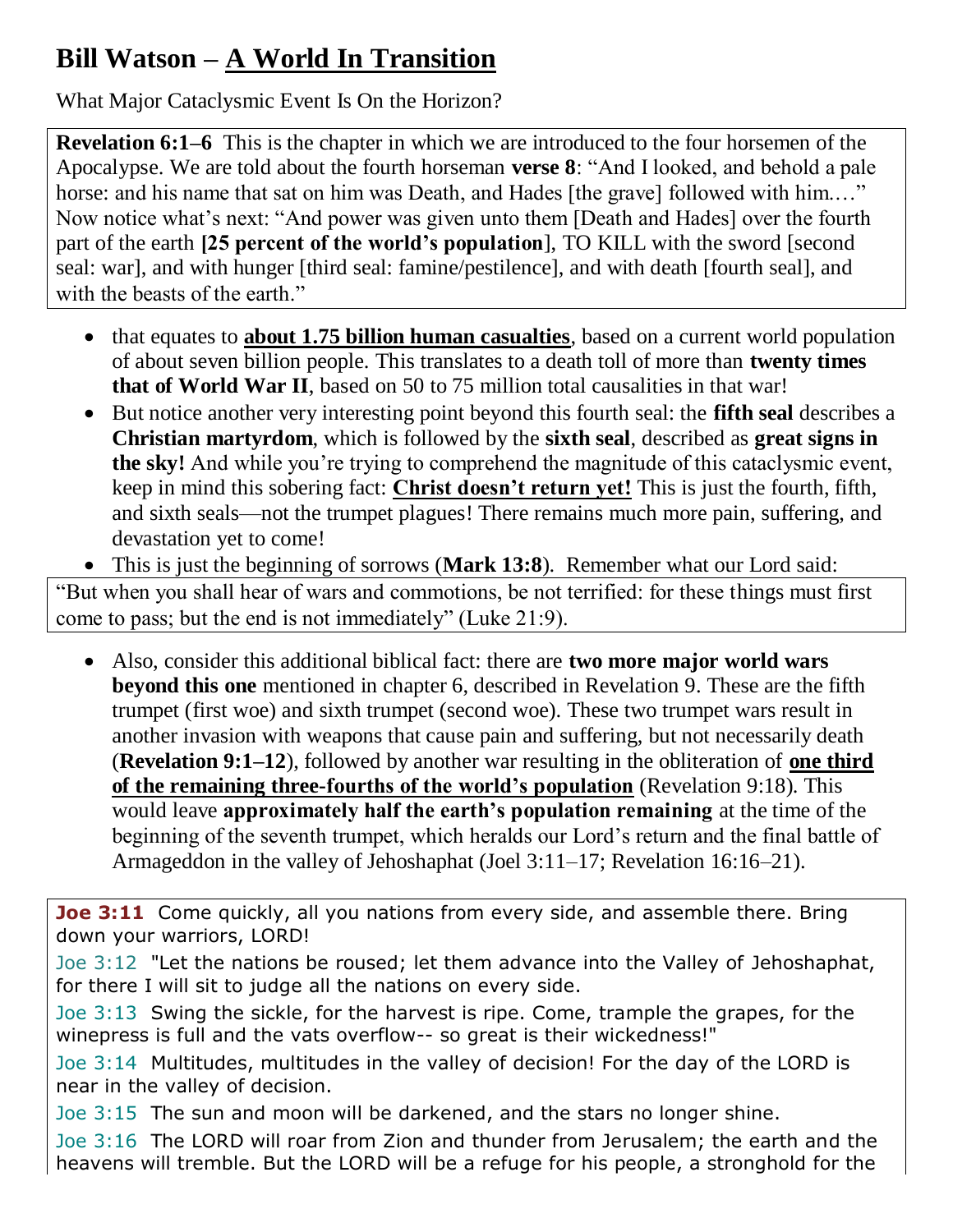# Bill Watson – A World In Transition

What Major Cataclysmic Event Is On the Horizon?

**Revelation 6:1–6** This is the chapter in which we are introduced to the four horsemen of the Apocalypse. We are told about the fourth horseman **verse 8**: "And I looked, and behold a pale horse: and his name that sat on him was Death, and Hades [the grave] followed with him.…" Now notice what's next: "And power was given unto them [Death and Hades] over the fourth part of the earth **[25 percent of the world's population**], TO KILL with the sword [second seal: war], and with hunger [third seal: famine/pestilence], and with death [fourth seal], and with the beasts of the earth."

- that equates to **about 1.75 billion human casualties**, based on a current world population of about seven billion people. This translates to a death toll of more than **twenty times that of World War II**, based on 50 to 75 million total causalities in that war!
- But notice another very interesting point beyond this fourth seal: the **fifth seal** describes a **Christian martyrdom**, which is followed by the **sixth seal**, described as **great signs in the sky!** And while you're trying to comprehend the magnitude of this cataclysmic event, keep in mind this sobering fact: **Christ doesn't return yet!** This is just the fourth, fifth, and sixth seals—not the trumpet plagues! There remains much more pain, suffering, and devastation yet to come!
- This is just the beginning of sorrows (**Mark 13:8**). Remember what our Lord said:

"But when you shall hear of wars and commotions, be not terrified: for these things must first come to pass; but the end is not immediately" (Luke 21:9).

- Also, consider this additional biblical fact: there are **two more major world wars beyond this one** mentioned in chapter 6, described in Revelation 9. These are the fifth trumpet (first woe) and sixth trumpet (second woe). These two trumpet wars result in another invasion with weapons that cause pain and suffering, but not necessarily death (**Revelation 9:1–12**), followed by another war resulting in the obliteration of **one third of the remaining three-fourths of the world's population** (Revelation 9:18). This would leave **approximately half the earth's population remaining** at the time of the beginning of the seventh trumpet, which heralds our Lord's return and the final battle of Armageddon in the valley of Jehoshaphat (Joel 3:11–17; Revelation 16:16–21).

**Joe 3:11** Come quickly, all you nations from every side, and assemble there. Bring down your warriors, LORD!

Joe 3:12 "Let the nations be roused; let them advance into the Valley of Jehoshaphat, for there I will sit to judge all the nations on every side.

Joe 3:13 Swing the sickle, for the harvest is ripe. Come, trample the grapes, for the winepress is full and the vats overflow-- so great is their wickedness!"

Joe 3:14 Multitudes, multitudes in the valley of decision! For the day of the LORD is near in the valley of decision.

Joe 3:15 The sun and moon will be darkened, and the stars no longer shine.

Joe 3:16 The LORD will roar from Zion and thunder from Jerusalem; the earth and the heavens will tremble. But the LORD will be a refuge for his people, a stronghold for the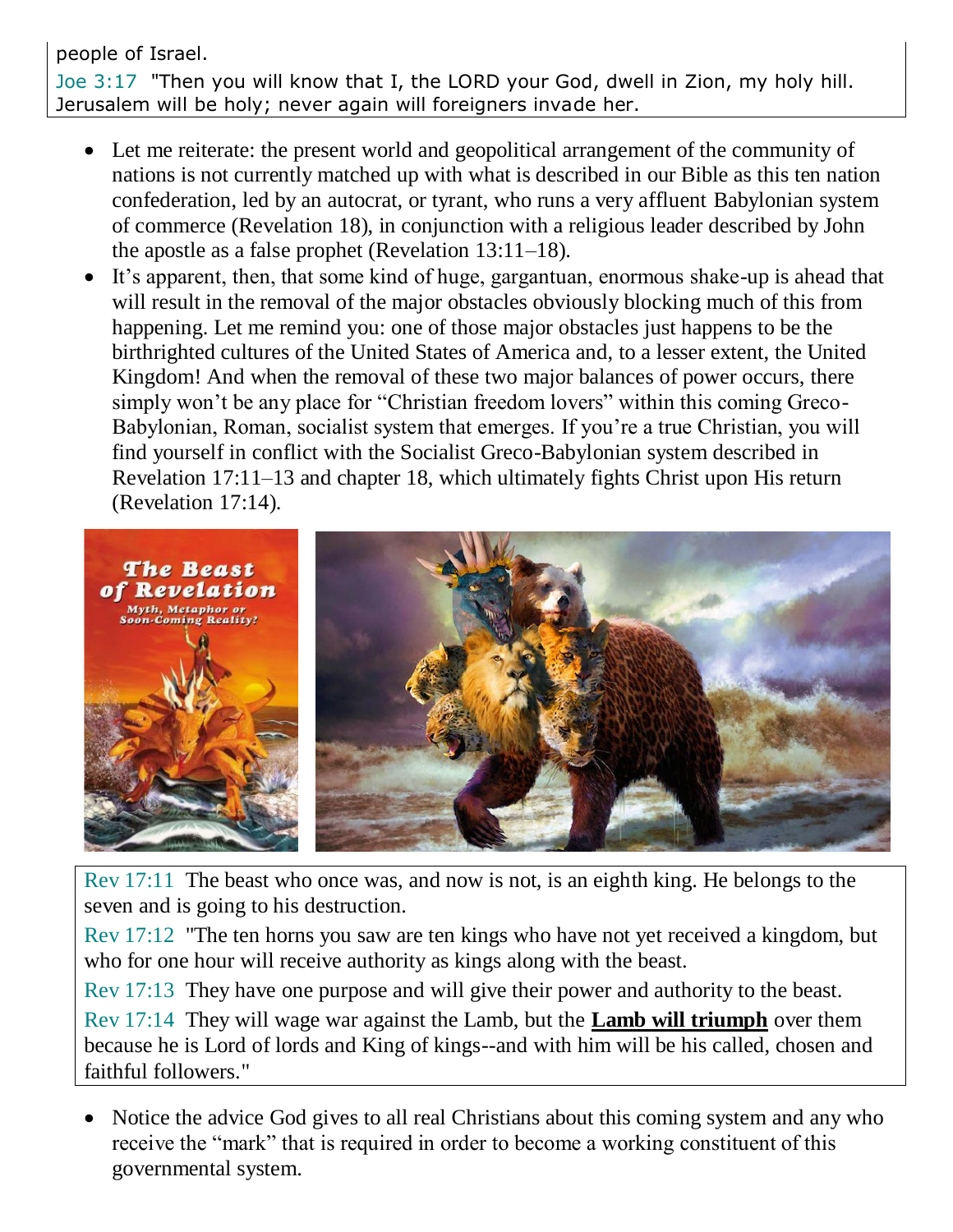people of Israel.

Joe 3:17 "Then you will know that I, the LORD your God, dwell in Zion, my holy hill. Jerusalem will be holy; never again will foreigners invade her.

- Let me reiterate: the present world and geopolitical arrangement of the community of nations is not currently matched up with what is described in our Bible as this ten nation confederation, led by an autocrat, or tyrant, who runs a very affluent Babylonian system of commerce (Revelation 18), in conjunction with a religious leader described by John the apostle as a false prophet (Revelation 13:11–18).
- It's apparent, then, that some kind of huge, gargantuan, enormous shake-up is ahead that will result in the removal of the major obstacles obviously blocking much of this from happening. Let me remind you: one of those major obstacles just happens to be the birthrighted cultures of the United States of America and, to a lesser extent, the United Kingdom! And when the removal of these two major balances of power occurs, there simply won't be any place for "Christian freedom lovers" within this coming Greco-Babylonian, Roman, socialist system that emerges. If you're a true Christian, you will find yourself in conflict with the Socialist Greco-Babylonian system described in Revelation 17:11–13 and chapter 18, which ultimately fights Christ upon His return (Revelation 17:14).

Rev 17:11 The beast who once was, and now is not, is an eighth king. He belongs to the seven and is going to his destruction.

Rev 17:12 "The ten horns you saw are ten kings who have not yet received a kingdom, but who for one hour will receive authority as kings along with the beast.

Rev 17:13 They have one purpose and will give their power and authority to the beast.

Rev 17:14 They will wage war against the Lamb, but the **Lamb will triumph** over them because he is Lord of lords and King of kings--and with him will be his called, chosen and faithful followers."

- Notice the advice God gives to all real Christians about this coming system and any who receive the "mark" that is required in order to become a working constituent of this governmental system.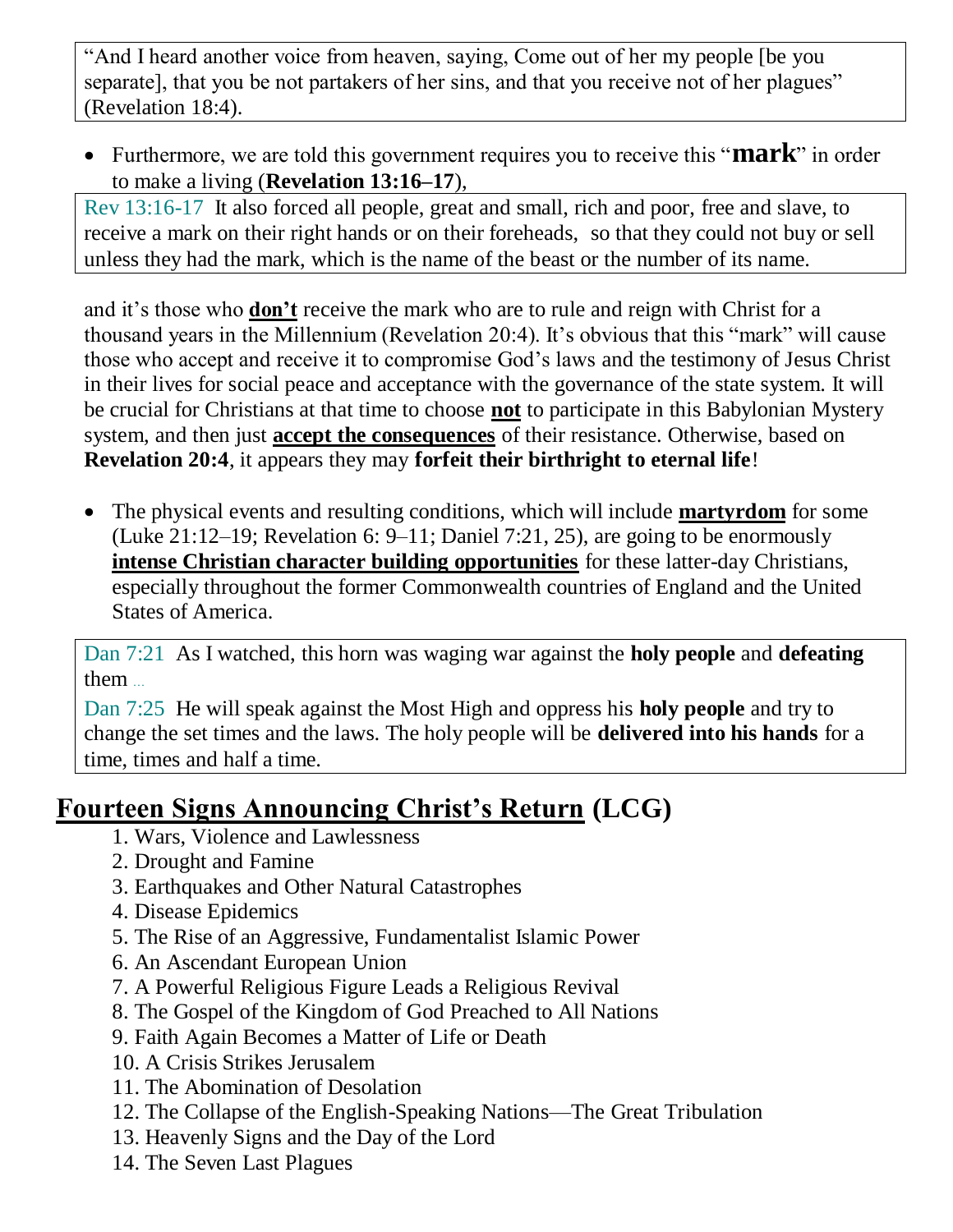> "And I heard another voice from heaven, saying, Come out of her my people [be you separate], that you be not partakers of her sins, and that you receive not of her plagues" (Revelation 18:4).

- Furthermore, we are told this government requires you to receive this "**mark**" in order to make a living (**Revelation 13:16–17**),

> Rev 13:16-17 It also forced all people, great and small, rich and poor, free and slave, to receive a mark on their right hands or on their foreheads, so that they could not buy or sell unless they had the mark, which is the name of the beast or the number of its name.

and it's those who **<u>don't</u>** receive the mark who are to rule and reign with Christ for a thousand years in the Millennium (Revelation 20:4). It's obvious that this "mark" will cause those who accept and receive it to compromise God's laws and the testimony of Jesus Christ in their lives for social peace and acceptance with the governance of the state system. It will be crucial for Christians at that time to choose **<u>not</u>** to participate in this Babylonian Mystery system, and then just **<u>accept the consequences</u>** of their resistance. Otherwise, based on **Revelation 20:4**, it appears they may **forfeit their birthright to eternal life**!

- The physical events and resulting conditions, which will include **<u>martyrdom</u>** for some (Luke 21:12–19; Revelation 6: 9–11; Daniel 7:21, 25), are going to be enormously **<u>intense Christian character building opportunities</u>** for these latter-day Christians, especially throughout the former Commonwealth countries of England and the United States of America.

> Dan 7:21 As I watched, this horn was waging war against the **holy people** and **defeating** them ...
>
> Dan 7:25 He will speak against the Most High and oppress his **holy people** and try to change the set times and the laws. The holy people will be **delivered into his hands** for a time, times and half a time.

## <u>Fourteen Signs Announcing Christ's Return</u> (LCG)

1. Wars, Violence and Lawlessness
2. Drought and Famine
3. Earthquakes and Other Natural Catastrophes
4. Disease Epidemics
5. The Rise of an Aggressive, Fundamentalist Islamic Power
6. An Ascendant European Union
7. A Powerful Religious Figure Leads a Religious Revival
8. The Gospel of the Kingdom of God Preached to All Nations
9. Faith Again Becomes a Matter of Life or Death
10. A Crisis Strikes Jerusalem
11. The Abomination of Desolation
12. The Collapse of the English-Speaking Nations—The Great Tribulation
13. Heavenly Signs and the Day of the Lord
14. The Seven Last Plagues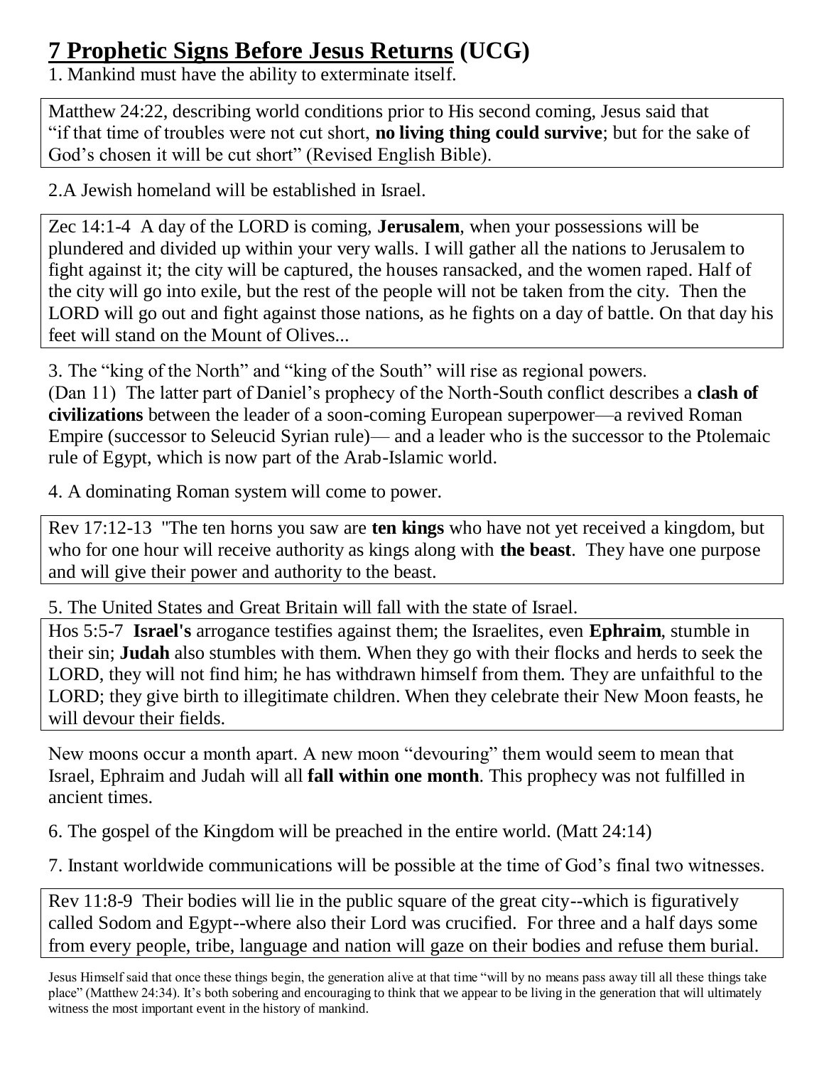# **<u>7 Prophetic Signs Before Jesus Returns</u> (UCG)**

1. Mankind must have the ability to exterminate itself.

> Matthew 24:22, describing world conditions prior to His second coming, Jesus said that "if that time of troubles were not cut short, **no living thing could survive**; but for the sake of God's chosen it will be cut short" (Revised English Bible).

2.A Jewish homeland will be established in Israel.

> Zec 14:1-4 A day of the LORD is coming, **Jerusalem**, when your possessions will be plundered and divided up within your very walls. I will gather all the nations to Jerusalem to fight against it; the city will be captured, the houses ransacked, and the women raped. Half of the city will go into exile, but the rest of the people will not be taken from the city. Then the LORD will go out and fight against those nations, as he fights on a day of battle. On that day his feet will stand on the Mount of Olives...

3. The "king of the North" and "king of the South" will rise as regional powers.
(Dan 11) The latter part of Daniel's prophecy of the North-South conflict describes a **clash of civilizations** between the leader of a soon-coming European superpower—a revived Roman Empire (successor to Seleucid Syrian rule)— and a leader who is the successor to the Ptolemaic rule of Egypt, which is now part of the Arab-Islamic world.

4. A dominating Roman system will come to power.

> Rev 17:12-13 "The ten horns you saw are **ten kings** who have not yet received a kingdom, but who for one hour will receive authority as kings along with **the beast**. They have one purpose and will give their power and authority to the beast.

5. The United States and Great Britain will fall with the state of Israel.

> Hos 5:5-7 **Israel's** arrogance testifies against them; the Israelites, even **Ephraim**, stumble in their sin; **Judah** also stumbles with them. When they go with their flocks and herds to seek the LORD, they will not find him; he has withdrawn himself from them. They are unfaithful to the LORD; they give birth to illegitimate children. When they celebrate their New Moon feasts, he will devour their fields.

New moons occur a month apart. A new moon "devouring" them would seem to mean that Israel, Ephraim and Judah will all **fall within one month**. This prophecy was not fulfilled in ancient times.

6. The gospel of the Kingdom will be preached in the entire world. (Matt 24:14)

7. Instant worldwide communications will be possible at the time of God's final two witnesses.

> Rev 11:8-9 Their bodies will lie in the public square of the great city--which is figuratively called Sodom and Egypt--where also their Lord was crucified. For three and a half days some from every people, tribe, language and nation will gaze on their bodies and refuse them burial.

Jesus Himself said that once these things begin, the generation alive at that time "will by no means pass away till all these things take place" (Matthew 24:34). It's both sobering and encouraging to think that we appear to be living in the generation that will ultimately witness the most important event in the history of mankind.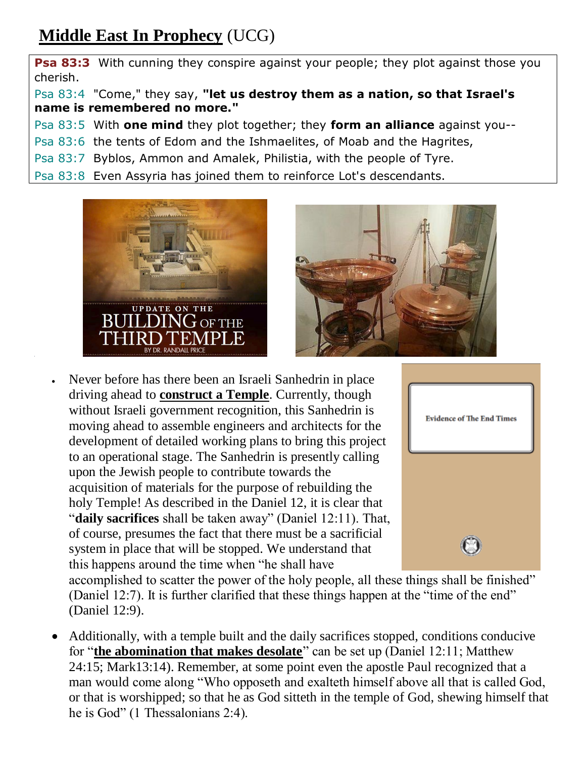# **Middle East In Prophecy** (UCG)

**Psa 83:3** With cunning they conspire against your people; they plot against those you cherish.
Psa 83:4 "Come," they say, **"let us destroy them as a nation, so that Israel's name is remembered no more."**
Psa 83:5 With **one mind** they plot together; they **form an alliance** against you--
Psa 83:6 the tents of Edom and the Ishmaelites, of Moab and the Hagrites,
Psa 83:7 Byblos, Ammon and Amalek, Philistia, with the people of Tyre.
Psa 83:8 Even Assyria has joined them to reinforce Lot's descendants.

- Never before has there been an Israeli Sanhedrin in place driving ahead to **construct a Temple**. Currently, though without Israeli government recognition, this Sanhedrin is moving ahead to assemble engineers and architects for the development of detailed working plans to bring this project to an operational stage. The Sanhedrin is presently calling upon the Jewish people to contribute towards the acquisition of materials for the purpose of rebuilding the holy Temple! As described in the Daniel 12, it is clear that "**daily sacrifices** shall be taken away" (Daniel 12:11). That, of course, presumes the fact that there must be a sacrificial system in place that will be stopped. We understand that this happens around the time when "he shall have accomplished to scatter the power of the holy people, all these things shall be finished" (Daniel 12:7). It is further clarified that these things happen at the "time of the end" (Daniel 12:9).

- Additionally, with a temple built and the daily sacrifices stopped, conditions conducive for "**the abomination that makes desolate**" can be set up (Daniel 12:11; Matthew 24:15; Mark13:14). Remember, at some point even the apostle Paul recognized that a man would come along "Who opposeth and exalteth himself above all that is called God, or that is worshipped; so that he as God sitteth in the temple of God, shewing himself that he is God" (1 Thessalonians 2:4).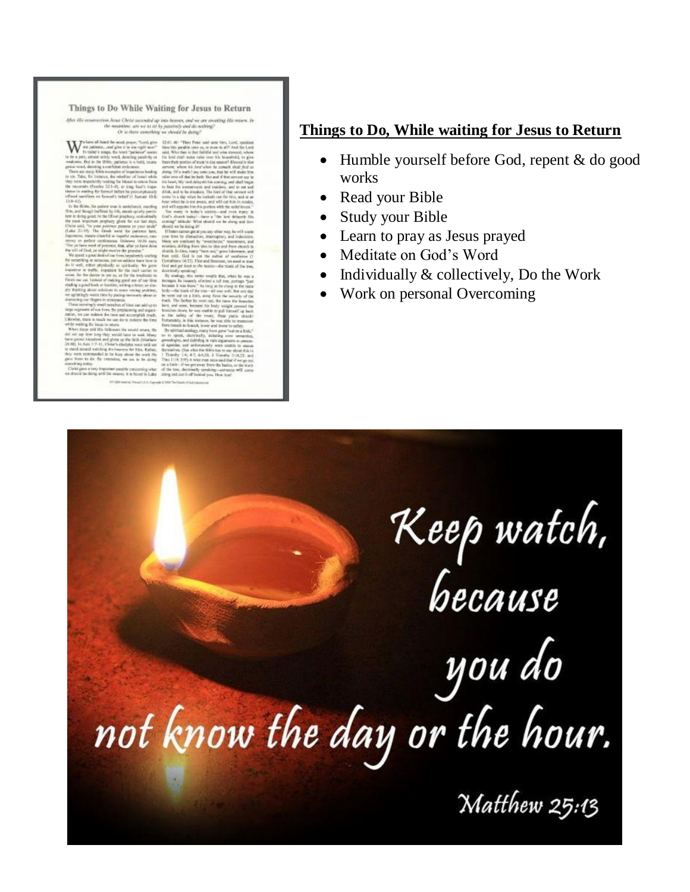## Things to Do, While waiting for Jesus to Return

- Humble yourself before God, repent & do good works
- Read your Bible
- Study your Bible
- Learn to pray as Jesus prayed
- Meditate on God's Word
- Individually & collectively, Do the Work
- Work on personal Overcoming

Keep watch, because you do not know the day or the hour.

Matthew 25:13